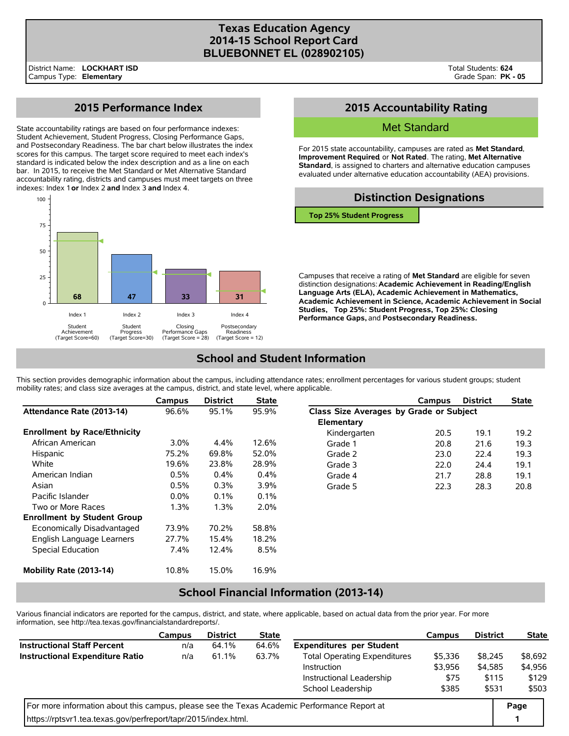# Texas Education Agency
# 2014-15 School Report Card
# BLUEBONNET EL (028902105)

District Name: **LOCKHART ISD**
Campus Type: **Elementary**

Total Students: **624**
Grade Span: **PK - 05**

## 2015 Performance Index

State accountability ratings are based on four performance indexes: Student Achievement, Student Progress, Closing Performance Gaps, and Postsecondary Readiness. The bar chart below illustrates the index scores for this campus. The target score required to meet each index's standard is indicated below the index description and as a line on each bar. In 2015, to receive the Met Standard or Met Alternative Standard accountability rating, districts and campuses must meet targets on three indexes: Index 1 **or** Index 2 **and** Index 3 **and** Index 4.

| Index | Description | Target Score | Score |
|---|---|---|---|
| Index 1 | Student Achievement | 60 | 68 |
| Index 2 | Student Progress | 30 | 47 |
| Index 3 | Closing Performance Gaps | 28 | 33 |
| Index 4 | Postsecondary Readiness | 12 | 31 |

## 2015 Accountability Rating

Met Standard

For 2015 state accountability, campuses are rated as **Met Standard**, **Improvement Required**, or **Not Rated**. The rating, **Met Alternative Standard**, is assigned to charters and alternative education campuses evaluated under alternative education accountability (AEA) provisions.

## Distinction Designations

**Top 25% Student Progress**

Campuses that receive a rating of **Met Standard** are eligible for seven distinction designations: **Academic Achievement in Reading/English Language Arts (ELA), Academic Achievement in Mathematics, Academic Achievement in Science, Academic Achievement in Social Studies, Top 25%: Student Progress, Top 25%: Closing Performance Gaps,** and **Postsecondary Readiness.**

## School and Student Information

This section provides demographic information about the campus, including attendance rates; enrollment percentages for various student groups; student mobility rates; and class size averages at the campus, district, and state level, where applicable.

| | Campus | District | State |
|---|---|---|---|
| **Attendance Rate (2013-14)** | 96.6% | 95.1% | 95.9% |
| **Enrollment by Race/Ethnicity** | | | |
| African American | 3.0% | 4.4% | 12.6% |
| Hispanic | 75.2% | 69.8% | 52.0% |
| White | 19.6% | 23.8% | 28.9% |
| American Indian | 0.5% | 0.4% | 0.4% |
| Asian | 0.5% | 0.3% | 3.9% |
| Pacific Islander | 0.0% | 0.1% | 0.1% |
| Two or More Races | 1.3% | 1.3% | 2.0% |
| **Enrollment by Student Group** | | | |
| Economically Disadvantaged | 73.9% | 70.2% | 58.8% |
| English Language Learners | 27.7% | 15.4% | 18.2% |
| Special Education | 7.4% | 12.4% | 8.5% |
| **Mobility Rate (2013-14)** | 10.8% | 15.0% | 16.9% |

| | Campus | District | State |
|---|---|---|---|
| **Class Size Averages by Grade or Subject** | | | |
| **Elementary** | | | |
| Kindergarten | 20.5 | 19.1 | 19.2 |
| Grade 1 | 20.8 | 21.6 | 19.3 |
| Grade 2 | 23.0 | 22.4 | 19.3 |
| Grade 3 | 22.0 | 24.4 | 19.1 |
| Grade 4 | 21.7 | 28.8 | 19.1 |
| Grade 5 | 22.3 | 28.3 | 20.8 |

## School Financial Information (2013-14)

Various financial indicators are reported for the campus, district, and state, where applicable, based on actual data from the prior year. For more information, see http://tea.texas.gov/financialstandardreports/.

| | Campus | District | State |
|---|---|---|---|
| **Instructional Staff Percent** | n/a | 64.1% | 64.6% |
| **Instructional Expenditure Ratio** | n/a | 61.1% | 63.7% |

| | Campus | District | State |
|---|---|---|---|
| **Expenditures per Student** | | | |
| Total Operating Expenditures | $5,336 | $8,245 | $8,692 |
| Instruction | $3,956 | $4,585 | $4,956 |
| Instructional Leadership | $75 | $115 | $129 |
| School Leadership | $385 | $531 | $503 |

For more information about this campus, please see the Texas Academic Performance Report at https://rptsvr1.tea.texas.gov/perfreport/tapr/2015/index.html.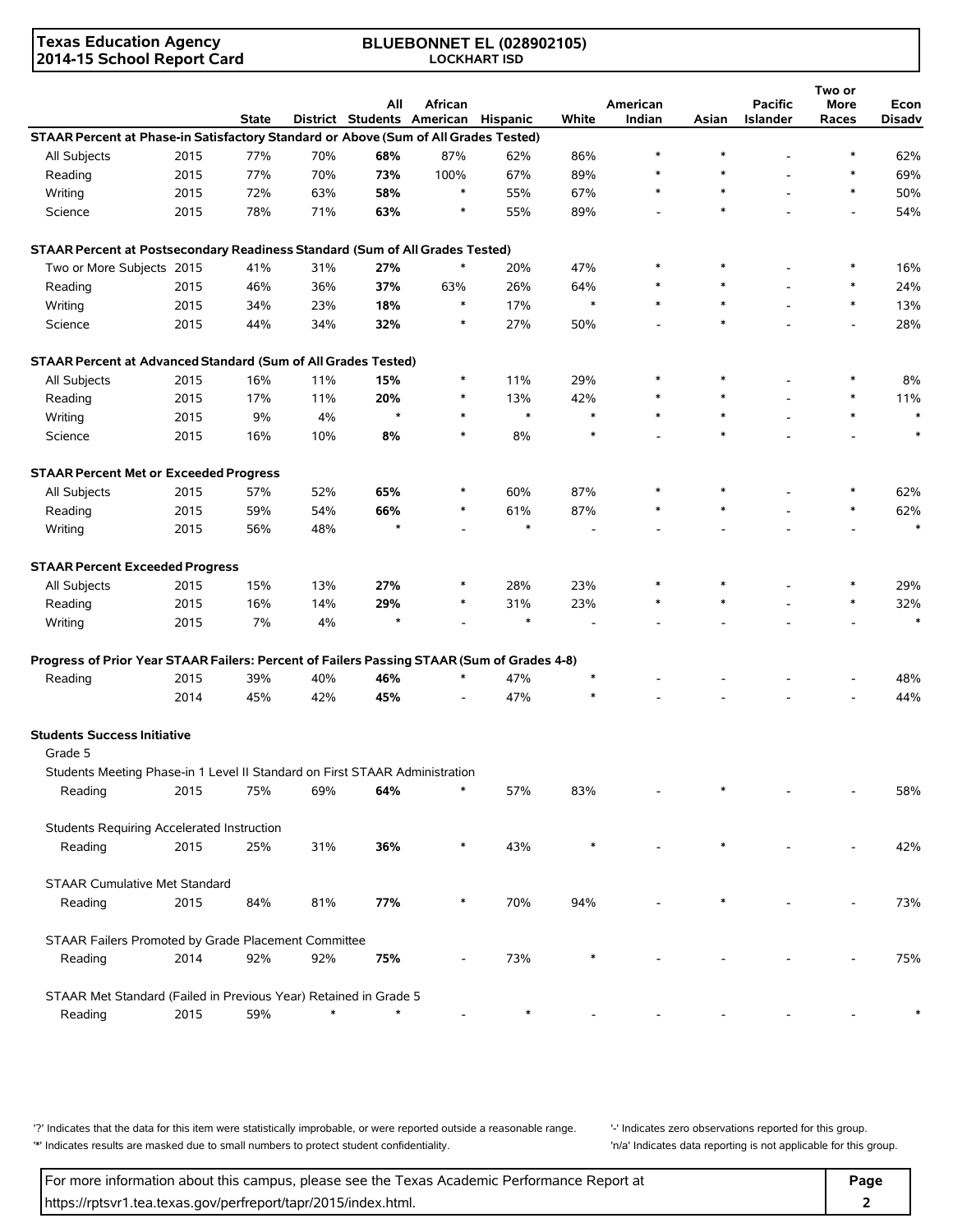**Texas Education Agency**
**2014-15 School Report Card**

**BLUEBONNET EL (028902105)**
**LOCKHART ISD**

| | | State | District | All Students | African American | Hispanic | White | American Indian | Asian | Pacific Islander | Two or More Races | Econ Disadv |
|---|---|---|---|---|---|---|---|---|---|---|---|---|
| **STAAR Percent at Phase-in Satisfactory Standard or Above (Sum of All Grades Tested)** | | | | | | | | | | | | |
| All Subjects | 2015 | 77% | 70% | **68%** | 87% | 62% | 86% | * | * | - | * | 62% |
| Reading | 2015 | 77% | 70% | **73%** | 100% | 67% | 89% | * | * | - | * | 69% |
| Writing | 2015 | 72% | 63% | **58%** | * | 55% | 67% | * | * | - | * | 50% |
| Science | 2015 | 78% | 71% | **63%** | * | 55% | 89% | - | * | - | - | 54% |
| **STAAR Percent at Postsecondary Readiness Standard (Sum of All Grades Tested)** | | | | | | | | | | | | |
| Two or More Subjects | 2015 | 41% | 31% | **27%** | * | 20% | 47% | * | * | - | * | 16% |
| Reading | 2015 | 46% | 36% | **37%** | 63% | 26% | 64% | * | * | - | * | 24% |
| Writing | 2015 | 34% | 23% | **18%** | * | 17% | * | * | * | - | * | 13% |
| Science | 2015 | 44% | 34% | **32%** | * | 27% | 50% | - | * | - | - | 28% |
| **STAAR Percent at Advanced Standard (Sum of All Grades Tested)** | | | | | | | | | | | | |
| All Subjects | 2015 | 16% | 11% | **15%** | * | 11% | 29% | * | * | - | * | 8% |
| Reading | 2015 | 17% | 11% | **20%** | * | 13% | 42% | * | * | - | * | 11% |
| Writing | 2015 | 9% | 4% | * | * | * | * | * | * | - | * | * |
| Science | 2015 | 16% | 10% | **8%** | * | 8% | * | - | * | - | - | * |
| **STAAR Percent Met or Exceeded Progress** | | | | | | | | | | | | |
| All Subjects | 2015 | 57% | 52% | **65%** | * | 60% | 87% | * | * | - | * | 62% |
| Reading | 2015 | 59% | 54% | **66%** | * | 61% | 87% | * | * | - | * | 62% |
| Writing | 2015 | 56% | 48% | * | - | * | - | - | - | - | - | * |
| **STAAR Percent Exceeded Progress** | | | | | | | | | | | | |
| All Subjects | 2015 | 15% | 13% | **27%** | * | 28% | 23% | * | * | - | * | 29% |
| Reading | 2015 | 16% | 14% | **29%** | * | 31% | 23% | * | * | - | * | 32% |
| Writing | 2015 | 7% | 4% | * | - | * | - | - | - | - | - | * |
| **Progress of Prior Year STAAR Failers: Percent of Failers Passing STAAR (Sum of Grades 4-8)** | | | | | | | | | | | | |
| Reading | 2015 | 39% | 40% | **46%** | * | 47% | * | - | - | - | - | 48% |
| | 2014 | 45% | 42% | **45%** | - | 47% | * | - | - | - | - | 44% |
| **Students Success Initiative** | | | | | | | | | | | | |
| Grade 5 | | | | | | | | | | | | |
| Students Meeting Phase-in 1 Level II Standard on First STAAR Administration | | | | | | | | | | | | |
| Reading | 2015 | 75% | 69% | **64%** | * | 57% | 83% | - | * | - | - | 58% |
| Students Requiring Accelerated Instruction | | | | | | | | | | | | |
| Reading | 2015 | 25% | 31% | **36%** | * | 43% | * | - | * | - | - | 42% |
| STAAR Cumulative Met Standard | | | | | | | | | | | | |
| Reading | 2015 | 84% | 81% | **77%** | * | 70% | 94% | - | * | - | - | 73% |
| STAAR Failers Promoted by Grade Placement Committee | | | | | | | | | | | | |
| Reading | 2014 | 92% | 92% | **75%** | - | 73% | * | - | - | - | - | 75% |
| STAAR Met Standard (Failed in Previous Year) Retained in Grade 5 | | | | | | | | | | | | |
| Reading | 2015 | 59% | * | * | - | * | - | - | - | - | - | * |

'?' Indicates that the data for this item were statistically improbable, or were reported outside a reasonable range.
'*' Indicates results are masked due to small numbers to protect student confidentiality.
'-' Indicates zero observations reported for this group.
'n/a' Indicates data reporting is not applicable for this group.

For more information about this campus, please see the Texas Academic Performance Report at https://rptsvr1.tea.texas.gov/perfreport/tapr/2015/index.html.